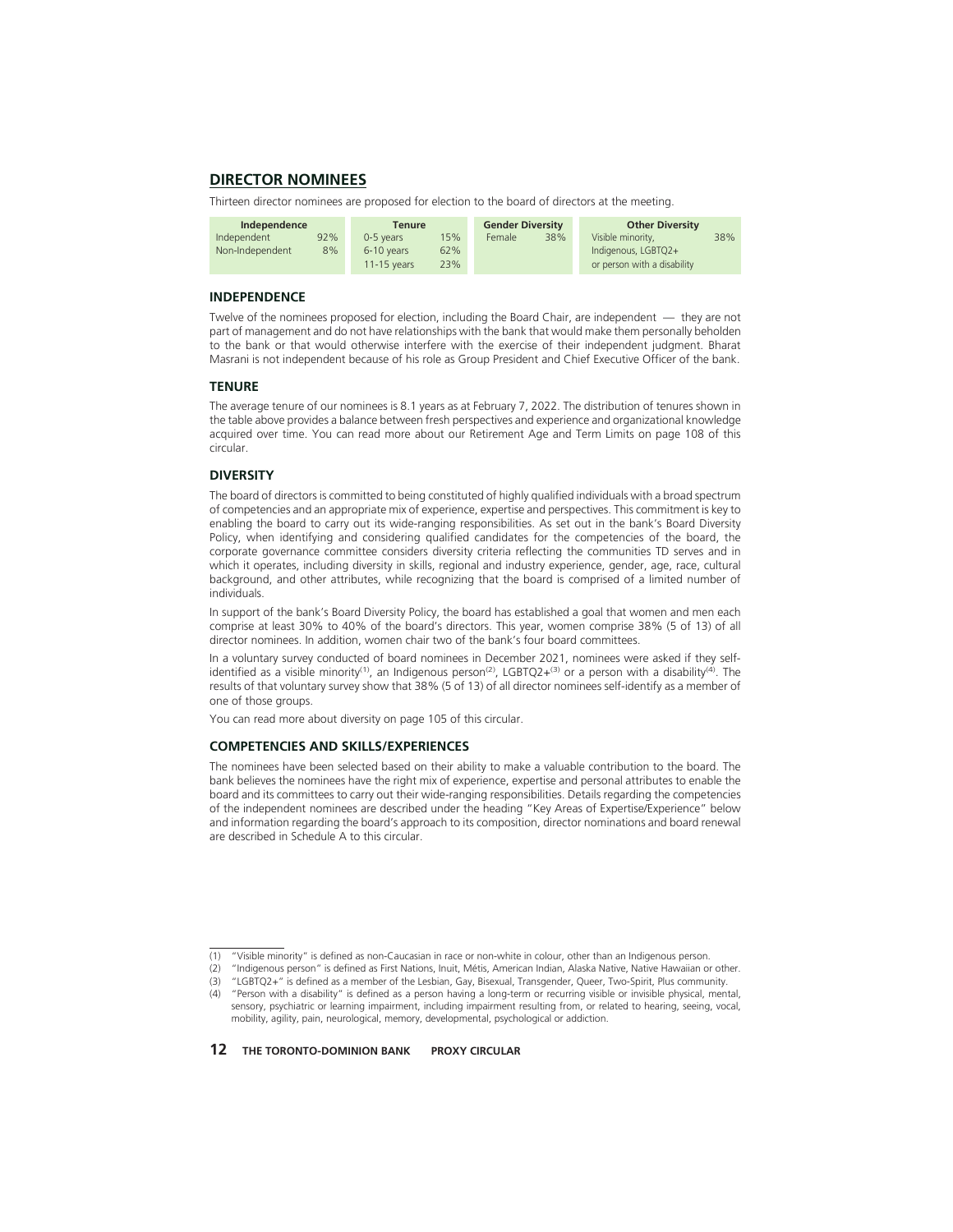## DIRECTOR NOMINEES

Thirteen director nominees are proposed for election to the board of directors at the meeting.

| Independence | | Tenure | | Gender Diversity | | Other Diversity | |
|---|---|---|---|---|---|---|---|
| Independent | 92% | 0-5 years | 15% | Female | 38% | Visible minority, Indigenous, LGBTQ2+ or person with a disability | 38% |
| Non-Independent | 8% | 6-10 years | 62% | | | | |
| | | 11-15 years | 23% | | | | |

### INDEPENDENCE

Twelve of the nominees proposed for election, including the Board Chair, are independent — they are not part of management and do not have relationships with the bank that would make them personally beholden to the bank or that would otherwise interfere with the exercise of their independent judgment. Bharat Masrani is not independent because of his role as Group President and Chief Executive Officer of the bank.

### TENURE

The average tenure of our nominees is 8.1 years as at February 7, 2022. The distribution of tenures shown in the table above provides a balance between fresh perspectives and experience and organizational knowledge acquired over time. You can read more about our Retirement Age and Term Limits on page 108 of this circular.

### DIVERSITY

The board of directors is committed to being constituted of highly qualified individuals with a broad spectrum of competencies and an appropriate mix of experience, expertise and perspectives. This commitment is key to enabling the board to carry out its wide-ranging responsibilities. As set out in the bank's Board Diversity Policy, when identifying and considering qualified candidates for the competencies of the board, the corporate governance committee considers diversity criteria reflecting the communities TD serves and in which it operates, including diversity in skills, regional and industry experience, gender, age, race, cultural background, and other attributes, while recognizing that the board is comprised of a limited number of individuals.

In support of the bank's Board Diversity Policy, the board has established a goal that women and men each comprise at least 30% to 40% of the board's directors. This year, women comprise 38% (5 of 13) of all director nominees. In addition, women chair two of the bank's four board committees.

In a voluntary survey conducted of board nominees in December 2021, nominees were asked if they self-identified as a visible minority[1], an Indigenous person[2], LGBTQ2+[3] or a person with a disability[4]. The results of that voluntary survey show that 38% (5 of 13) of all director nominees self-identify as a member of one of those groups.

You can read more about diversity on page 105 of this circular.

### COMPETENCIES AND SKILLS/EXPERIENCES

The nominees have been selected based on their ability to make a valuable contribution to the board. The bank believes the nominees have the right mix of experience, expertise and personal attributes to enable the board and its committees to carry out their wide-ranging responsibilities. Details regarding the competencies of the independent nominees are described under the heading "Key Areas of Expertise/Experience" below and information regarding the board's approach to its composition, director nominations and board renewal are described in Schedule A to this circular.

---

(1) "Visible minority" is defined as non-Caucasian in race or non-white in colour, other than an Indigenous person.
(2) "Indigenous person" is defined as First Nations, Inuit, Métis, American Indian, Alaska Native, Native Hawaiian or other.
(3) "LGBTQ2+" is defined as a member of the Lesbian, Gay, Bisexual, Transgender, Queer, Two-Spirit, Plus community.
(4) "Person with a disability" is defined as a person having a long-term or recurring visible or invisible physical, mental, sensory, psychiatric or learning impairment, including impairment resulting from, or related to hearing, seeing, vocal, mobility, agility, pain, neurological, memory, developmental, psychological or addiction.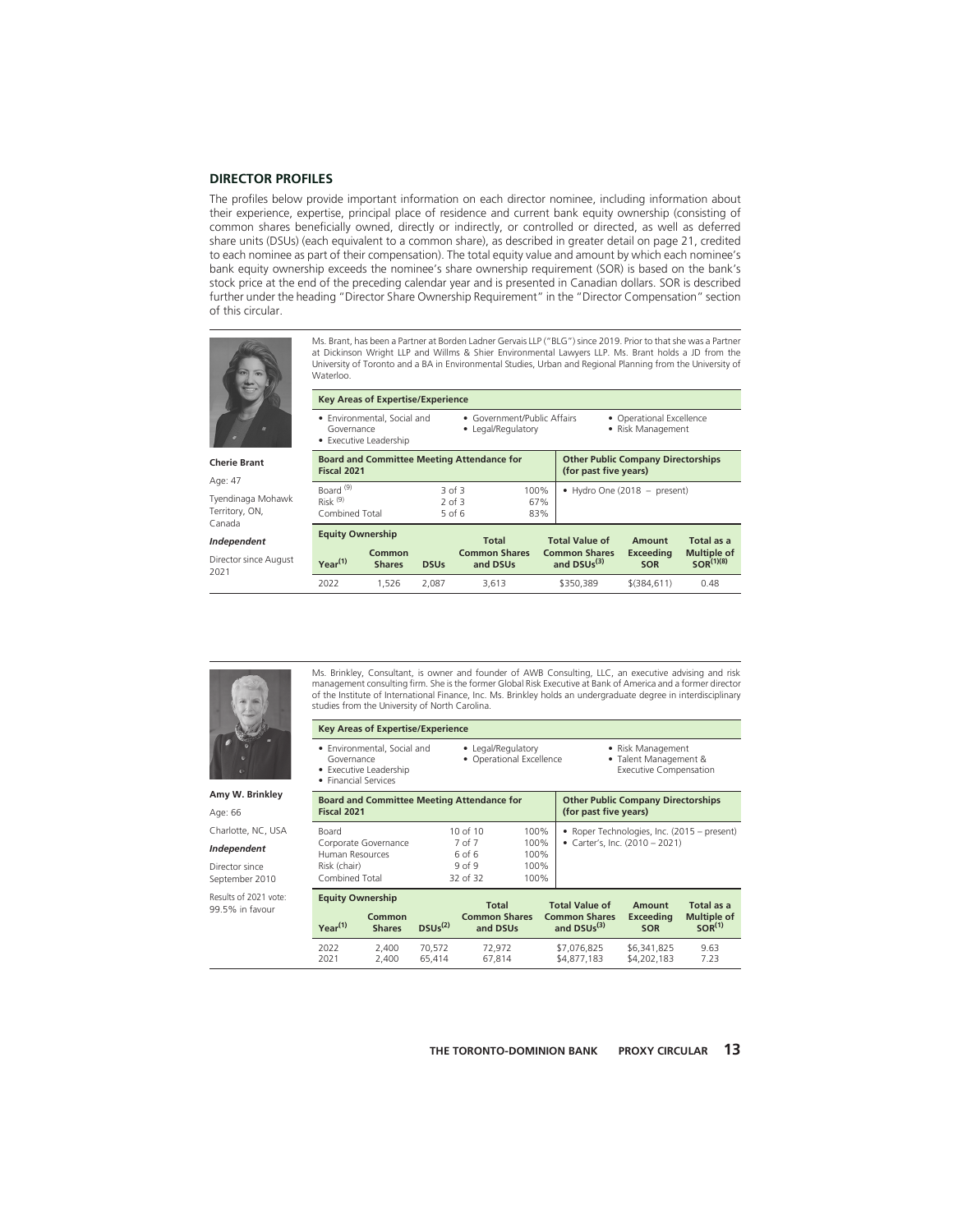## DIRECTOR PROFILES

The profiles below provide important information on each director nominee, including information about their experience, expertise, principal place of residence and current bank equity ownership (consisting of common shares beneficially owned, directly or indirectly, or controlled or directed, as well as deferred share units (DSUs) (each equivalent to a common share), as described in greater detail on page 21, credited to each nominee as part of their compensation). The total equity value and amount by which each nominee's bank equity ownership exceeds the nominee's share ownership requirement (SOR) is based on the bank's stock price at the end of the preceding calendar year and is presented in Canadian dollars. SOR is described further under the heading "Director Share Ownership Requirement" in the "Director Compensation" section of this circular.

**Cherie Brant**

Age: 47

Tyendinaga Mohawk Territory, ON, Canada

***Independent***

Director since August 2021

Ms. Brant, has been a Partner at Borden Ladner Gervais LLP ("BLG") since 2019. Prior to that she was a Partner at Dickinson Wright LLP and Willms & Shier Environmental Lawyers LLP. Ms. Brant holds a JD from the University of Toronto and a BA in Environmental Studies, Urban and Regional Planning from the University of Waterloo.

**Key Areas of Expertise/Experience**

- Environmental, Social and Governance
- Executive Leadership
- Government/Public Affairs
- Legal/Regulatory
- Operational Excellence
- Risk Management

| Board and Committee Meeting Attendance for Fiscal 2021 | | | Other Public Company Directorships (for past five years) |
|---|---|---|---|
| Board (9) | 3 of 3 | 100% | • Hydro One (2018 – present) |
| Risk (9) | 2 of 3 | 67% | |
| Combined Total | 5 of 6 | 83% | |

| Equity Ownership Year(1) | Common Shares | DSUs | Total Common Shares and DSUs | Total Value of Common Shares and DSUs(3) | Amount Exceeding SOR | Total as a Multiple of SOR(1)(8) |
|---|---|---|---|---|---|---|
| 2022 | 1,526 | 2,087 | 3,613 | $350,389 | $(384,611) | 0.48 |

**Amy W. Brinkley**

Age: 66

Charlotte, NC, USA

***Independent***

Director since September 2010

Results of 2021 vote: 99.5% in favour

Ms. Brinkley, Consultant, is owner and founder of AWB Consulting, LLC, an executive advising and risk management consulting firm. She is the former Global Risk Executive at Bank of America and a former director of the Institute of International Finance, Inc. Ms. Brinkley holds an undergraduate degree in interdisciplinary studies from the University of North Carolina.

**Key Areas of Expertise/Experience**

- Environmental, Social and Governance
- Executive Leadership
- Financial Services
- Legal/Regulatory
- Operational Excellence
- Risk Management
- Talent Management & Executive Compensation

| Board and Committee Meeting Attendance for Fiscal 2021 | | | Other Public Company Directorships (for past five years) |
|---|---|---|---|
| Board | 10 of 10 | 100% | • Roper Technologies, Inc. (2015 – present) |
| Corporate Governance | 7 of 7 | 100% | • Carter's, Inc. (2010 – 2021) |
| Human Resources | 6 of 6 | 100% | |
| Risk (chair) | 9 of 9 | 100% | |
| Combined Total | 32 of 32 | 100% | |

| Equity Ownership Year(1) | Common Shares | DSUs(2) | Total Common Shares and DSUs | Total Value of Common Shares and DSUs(3) | Amount Exceeding SOR | Total as a Multiple of SOR(1) |
|---|---|---|---|---|---|---|
| 2022 | 2,400 | 70,572 | 72,972 | $7,076,825 | $6,341,825 | 9.63 |
| 2021 | 2,400 | 65,414 | 67,814 | $4,877,183 | $4,202,183 | 7.23 |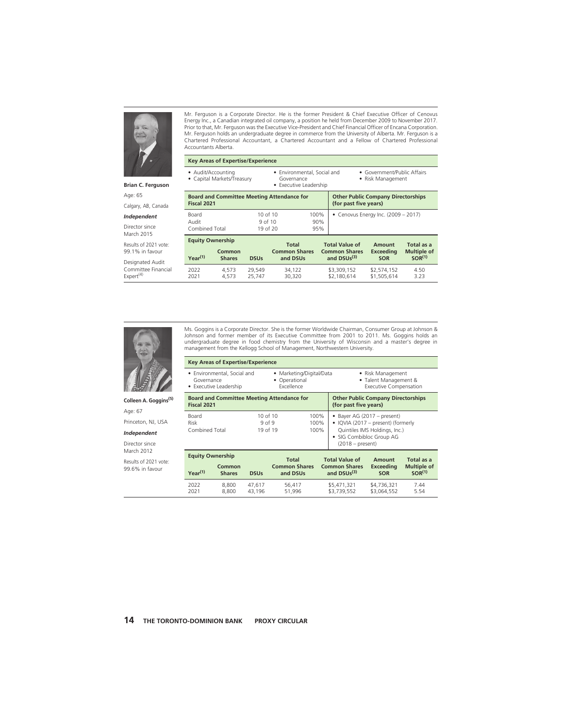**Brian C. Ferguson**

Age: 65

Calgary, AB, Canada

***Independent***

Director since March 2015

Results of 2021 vote: 99.1% in favour

Designated Audit Committee Financial Expert[4]

Mr. Ferguson is a Corporate Director. He is the former President & Chief Executive Officer of Cenovus Energy Inc., a Canadian integrated oil company, a position he held from December 2009 to November 2017. Prior to that, Mr. Ferguson was the Executive Vice-President and Chief Financial Officer of Encana Corporation. Mr. Ferguson holds an undergraduate degree in commerce from the University of Alberta. Mr. Ferguson is a Chartered Professional Accountant, a Chartered Accountant and a Fellow of Chartered Professional Accountants Alberta.

**Key Areas of Expertise/Experience**

- Audit/Accounting
- Capital Markets/Treasury
- Environmental, Social and Governance
- Executive Leadership
- Government/Public Affairs
- Risk Management

| Board and Committee Meeting Attendance for Fiscal 2021 | | |
|---|---|---|
| Board | 10 of 10 | 100% |
| Audit | 9 of 10 | 90% |
| Combined Total | 19 of 20 | 95% |

**Other Public Company Directorships (for past five years)**

- Cenovus Energy Inc. (2009 – 2017)

**Equity Ownership**

| Year[1] | Common Shares | DSUs | Total Common Shares and DSUs | Total Value of Common Shares and DSUs[3] | Amount Exceeding SOR | Total as a Multiple of SOR[1] |
|---|---|---|---|---|---|---|
| 2022 | 4,573 | 29,549 | 34,122 | $3,309,152 | $2,574,152 | 4.50 |
| 2021 | 4,573 | 25,747 | 30,320 | $2,180,614 | $1,505,614 | 3.23 |

**Colleen A. Goggins[5]**

Age: 67

Princeton, NJ, USA

***Independent***

Director since March 2012

Results of 2021 vote: 99.6% in favour

Ms. Goggins is a Corporate Director. She is the former Worldwide Chairman, Consumer Group at Johnson & Johnson and former member of its Executive Committee from 2001 to 2011. Ms. Goggins holds an undergraduate degree in food chemistry from the University of Wisconsin and a master's degree in management from the Kellogg School of Management, Northwestern University.

**Key Areas of Expertise/Experience**

- Environmental, Social and Governance
- Executive Leadership
- Marketing/Digital/Data
- Operational Excellence
- Risk Management
- Talent Management & Executive Compensation

| Board and Committee Meeting Attendance for Fiscal 2021 | | |
|---|---|---|
| Board | 10 of 10 | 100% |
| Risk | 9 of 9 | 100% |
| Combined Total | 19 of 19 | 100% |

**Other Public Company Directorships (for past five years)**

- Bayer AG (2017 – present)
- IQVIA (2017 – present) (formerly Quintiles IMS Holdings, Inc.)
- SIG Combibloc Group AG (2018 – present)

**Equity Ownership**

| Year[1] | Common Shares | DSUs | Total Common Shares and DSUs | Total Value of Common Shares and DSUs[3] | Amount Exceeding SOR | Total as a Multiple of SOR[1] |
|---|---|---|---|---|---|---|
| 2022 | 8,800 | 47,617 | 56,417 | $5,471,321 | $4,736,321 | 7.44 |
| 2021 | 8,800 | 43,196 | 51,996 | $3,739,552 | $3,064,552 | 5.54 |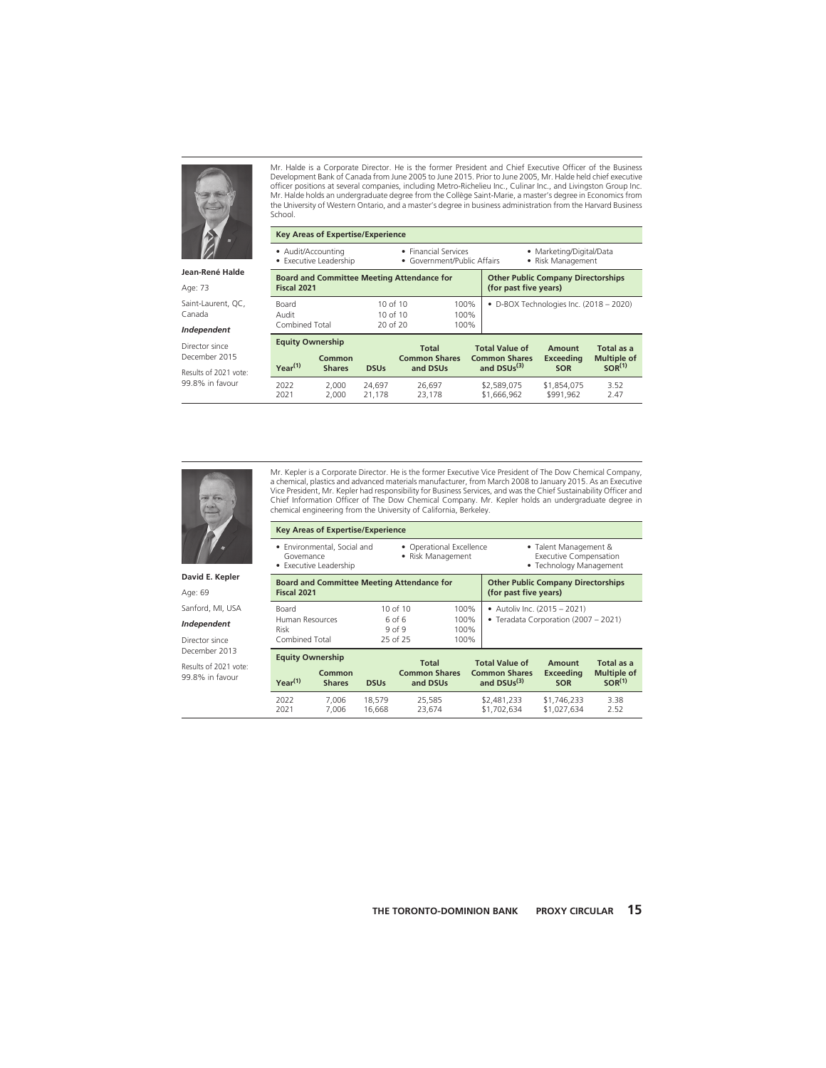**Jean-René Halde**

Age: 73

Saint-Laurent, QC, Canada

***Independent***

Director since December 2015

Results of 2021 vote: 99.8% in favour

Mr. Halde is a Corporate Director. He is the former President and Chief Executive Officer of the Business Development Bank of Canada from June 2005 to June 2015. Prior to June 2005, Mr. Halde held chief executive officer positions at several companies, including Metro-Richelieu Inc., Culinar Inc., and Livingston Group Inc. Mr. Halde holds an undergraduate degree from the Collège Saint-Marie, a master's degree in Economics from the University of Western Ontario, and a master's degree in business administration from the Harvard Business School.

**Key Areas of Expertise/Experience**

- Audit/Accounting
- Executive Leadership
- Financial Services
- Government/Public Affairs
- Marketing/Digital/Data
- Risk Management

| Board and Committee Meeting Attendance for Fiscal 2021 | | |
|---|---|---|
| Board | 10 of 10 | 100% |
| Audit | 10 of 10 | 100% |
| Combined Total | 20 of 20 | 100% |

**Other Public Company Directorships (for past five years)**

- D-BOX Technologies Inc. (2018 – 2020)

**Equity Ownership**

| Year[1] | Common Shares | DSUs | Total Common Shares and DSUs | Total Value of Common Shares and DSUs[3] | Amount Exceeding SOR | Total as a Multiple of SOR[1] |
|---|---|---|---|---|---|---|
| 2022 | 2,000 | 24,697 | 26,697 | $2,589,075 | $1,854,075 | 3.52 |
| 2021 | 2,000 | 21,178 | 23,178 | $1,666,962 | $991,962 | 2.47 |

**David E. Kepler**

Age: 69

Sanford, MI, USA

***Independent***

Director since December 2013

Results of 2021 vote: 99.8% in favour

Mr. Kepler is a Corporate Director. He is the former Executive Vice President of The Dow Chemical Company, a chemical, plastics and advanced materials manufacturer, from March 2008 to January 2015. As an Executive Vice President, Mr. Kepler had responsibility for Business Services, and was the Chief Sustainability Officer and Chief Information Officer of The Dow Chemical Company. Mr. Kepler holds an undergraduate degree in chemical engineering from the University of California, Berkeley.

**Key Areas of Expertise/Experience**

- Environmental, Social and Governance
- Executive Leadership
- Operational Excellence
- Risk Management
- Talent Management & Executive Compensation
- Technology Management

| Board and Committee Meeting Attendance for Fiscal 2021 | | |
|---|---|---|
| Board | 10 of 10 | 100% |
| Human Resources | 6 of 6 | 100% |
| Risk | 9 of 9 | 100% |
| Combined Total | 25 of 25 | 100% |

**Other Public Company Directorships (for past five years)**

- Autoliv Inc. (2015 – 2021)
- Teradata Corporation (2007 – 2021)

**Equity Ownership**

| Year[1] | Common Shares | DSUs | Total Common Shares and DSUs | Total Value of Common Shares and DSUs[3] | Amount Exceeding SOR | Total as a Multiple of SOR[1] |
|---|---|---|---|---|---|---|
| 2022 | 7,006 | 18,579 | 25,585 | $2,481,233 | $1,746,233 | 3.38 |
| 2021 | 7,006 | 16,668 | 23,674 | $1,702,634 | $1,027,634 | 2.52 |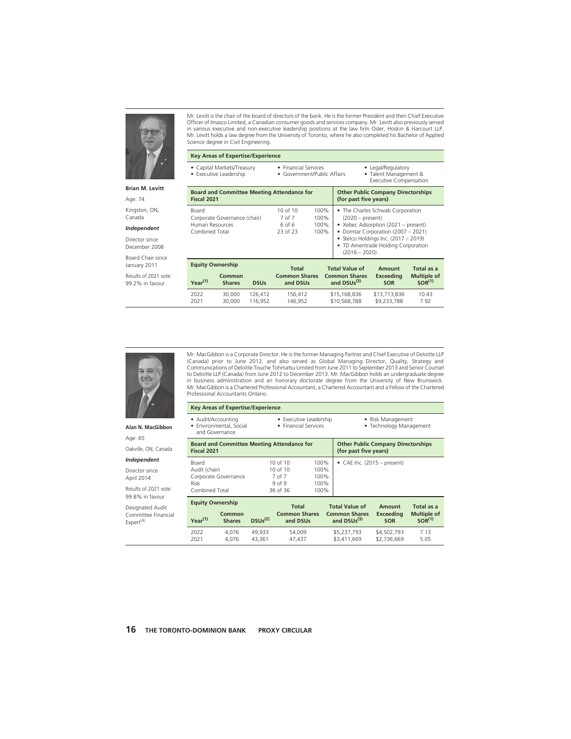**Brian M. Levitt**

Age: 74

Kingston, ON, Canada

***Independent***

Director since December 2008

Board Chair since January 2011

Results of 2021 vote: 99.2% in favour

Mr. Levitt is the chair of the board of directors of the bank. He is the former President and then Chief Executive Officer of Imasco Limited, a Canadian consumer goods and services company. Mr. Levitt also previously served in various executive and non-executive leadership positions at the law firm Osler, Hoskin & Harcourt LLP. Mr. Levitt holds a law degree from the University of Toronto, where he also completed his Bachelor of Applied Science degree in Civil Engineering.

**Key Areas of Expertise/Experience**

- Capital Markets/Treasury
- Executive Leadership
- Financial Services
- Government/Public Affairs
- Legal/Regulatory
- Talent Management & Executive Compensation

| Board and Committee Meeting Attendance for Fiscal 2021 | | |
|---|---|---|
| Board | 10 of 10 | 100% |
| Corporate Governance (chair) | 7 of 7 | 100% |
| Human Resources | 6 of 6 | 100% |
| Combined Total | 23 of 23 | 100% |

**Other Public Company Directorships (for past five years)**

- The Charles Schwab Corporation (2020 – present)
- Xebec Adsorption (2021 – present)
- Domtar Corporation (2007 – 2021)
- Stelco Holdings Inc. (2017 – 2019)
- TD Ameritrade Holding Corporation (2016 – 2020)

**Equity Ownership**

| Year[(1)] | Common Shares | DSUs | Total Common Shares and DSUs | Total Value of Common Shares and DSUs[(3)] | Amount Exceeding SOR | Total as a Multiple of SOR[(1)] |
|---|---|---|---|---|---|---|
| 2022 | 30,000 | 126,412 | 156,412 | $15,168,836 | $13,713,836 | 10.43 |
| 2021 | 30,000 | 116,952 | 146,952 | $10,568,788 | $9,233,788 | 7.92 |

**Alan N. MacGibbon**

Age: 65

Oakville, ON, Canada

***Independent***

Director since April 2014

Results of 2021 vote: 99.8% in favour

Designated Audit Committee Financial Expert[(4)]

Mr. MacGibbon is a Corporate Director. He is the former Managing Partner and Chief Executive of Deloitte LLP (Canada) prior to June 2012, and also served as Global Managing Director, Quality, Strategy and Communications of Deloitte Touche Tohmatsu Limited from June 2011 to September 2013 and Senior Counsel to Deloitte LLP (Canada) from June 2012 to December 2013. Mr. MacGibbon holds an undergraduate degree in business administration and an honorary doctorate degree from the University of New Brunswick. Mr. MacGibbon is a Chartered Professional Accountant, a Chartered Accountant and a Fellow of the Chartered Professional Accountants Ontario.

**Key Areas of Expertise/Experience**

- Audit/Accounting
- Environmental, Social and Governance
- Executive Leadership
- Financial Services
- Risk Management
- Technology Management

| Board and Committee Meeting Attendance for Fiscal 2021 | | |
|---|---|---|
| Board | 10 of 10 | 100% |
| Audit (chair) | 10 of 10 | 100% |
| Corporate Governance | 7 of 7 | 100% |
| Risk | 9 of 9 | 100% |
| Combined Total | 36 of 36 | 100% |

**Other Public Company Directorships (for past five years)**

- CAE Inc. (2015 – present)

**Equity Ownership**

| Year[(1)] | Common Shares | DSUs[(2)] | Total Common Shares and DSUs | Total Value of Common Shares and DSUs[(3)] | Amount Exceeding SOR | Total as a Multiple of SOR[(1)] |
|---|---|---|---|---|---|---|
| 2022 | 4,076 | 49,933 | 54,009 | $5,237,793 | $4,502,793 | 7.13 |
| 2021 | 4,076 | 43,361 | 47,437 | $3,411,669 | $2,736,669 | 5.05 |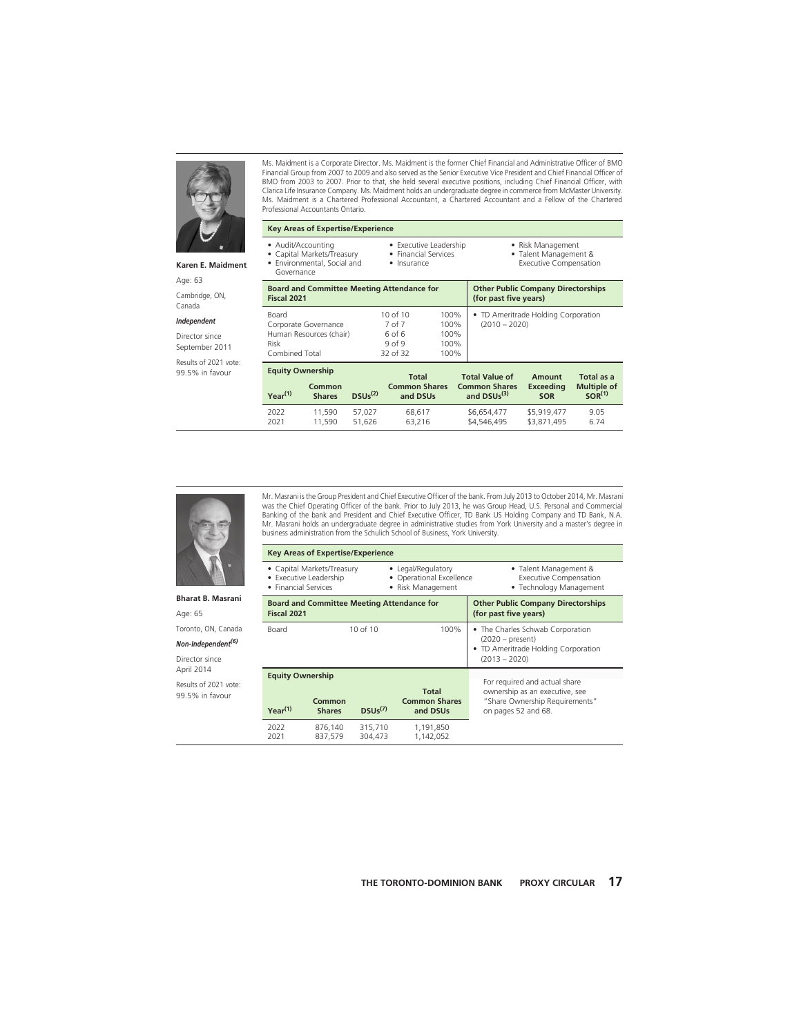**Karen E. Maidment**

Age: 63

Cambridge, ON, Canada

***Independent***

Director since September 2011

Results of 2021 vote: 99.5% in favour

Ms. Maidment is a Corporate Director. Ms. Maidment is the former Chief Financial and Administrative Officer of BMO Financial Group from 2007 to 2009 and also served as the Senior Executive Vice President and Chief Financial Officer of BMO from 2003 to 2007. Prior to that, she held several executive positions, including Chief Financial Officer, with Clarica Life Insurance Company. Ms. Maidment holds an undergraduate degree in commerce from McMaster University. Ms. Maidment is a Chartered Professional Accountant, a Chartered Accountant and a Fellow of the Chartered Professional Accountants Ontario.

**Key Areas of Expertise/Experience**

- Audit/Accounting
- Capital Markets/Treasury
- Environmental, Social and Governance
- Executive Leadership
- Financial Services
- Insurance
- Risk Management
- Talent Management & Executive Compensation

| Board and Committee Meeting Attendance for Fiscal 2021 | | |
|---|---|---|
| Board | 10 of 10 | 100% |
| Corporate Governance | 7 of 7 | 100% |
| Human Resources (chair) | 6 of 6 | 100% |
| Risk | 9 of 9 | 100% |
| Combined Total | 32 of 32 | 100% |

**Other Public Company Directorships (for past five years)**

- TD Ameritrade Holding Corporation (2010 – 2020)

**Equity Ownership**

| Year[1] | Common Shares | DSUs[2] | Total Common Shares and DSUs | Total Value of Common Shares and DSUs[3] | Amount Exceeding SOR | Total as a Multiple of SOR[1] |
|---|---|---|---|---|---|---|
| 2022 | 11,590 | 57,027 | 68,617 | $6,654,477 | $5,919,477 | 9.05 |
| 2021 | 11,590 | 51,626 | 63,216 | $4,546,495 | $3,871,495 | 6.74 |

---

**Bharat B. Masrani**

Age: 65

Toronto, ON, Canada

***Non-Independent[6]***

Director since April 2014

Results of 2021 vote: 99.5% in favour

Mr. Masrani is the Group President and Chief Executive Officer of the bank. From July 2013 to October 2014, Mr. Masrani was the Chief Operating Officer of the bank. Prior to July 2013, he was Group Head, U.S. Personal and Commercial Banking of the bank and President and Chief Executive Officer, TD Bank US Holding Company and TD Bank, N.A. Mr. Masrani holds an undergraduate degree in administrative studies from York University and a master's degree in business administration from the Schulich School of Business, York University.

**Key Areas of Expertise/Experience**

- Capital Markets/Treasury
- Executive Leadership
- Financial Services
- Legal/Regulatory
- Operational Excellence
- Risk Management
- Talent Management & Executive Compensation
- Technology Management

| Board and Committee Meeting Attendance for Fiscal 2021 | | |
|---|---|---|
| Board | 10 of 10 | 100% |

**Other Public Company Directorships (for past five years)**

- The Charles Schwab Corporation (2020 – present)
- TD Ameritrade Holding Corporation (2013 – 2020)

**Equity Ownership**

| Year[1] | Common Shares | DSUs[7] | Total Common Shares and DSUs |
|---|---|---|---|
| 2022 | 876,140 | 315,710 | 1,191,850 |
| 2021 | 837,579 | 304,473 | 1,142,052 |

For required and actual share ownership as an executive, see "Share Ownership Requirements" on pages 52 and 68.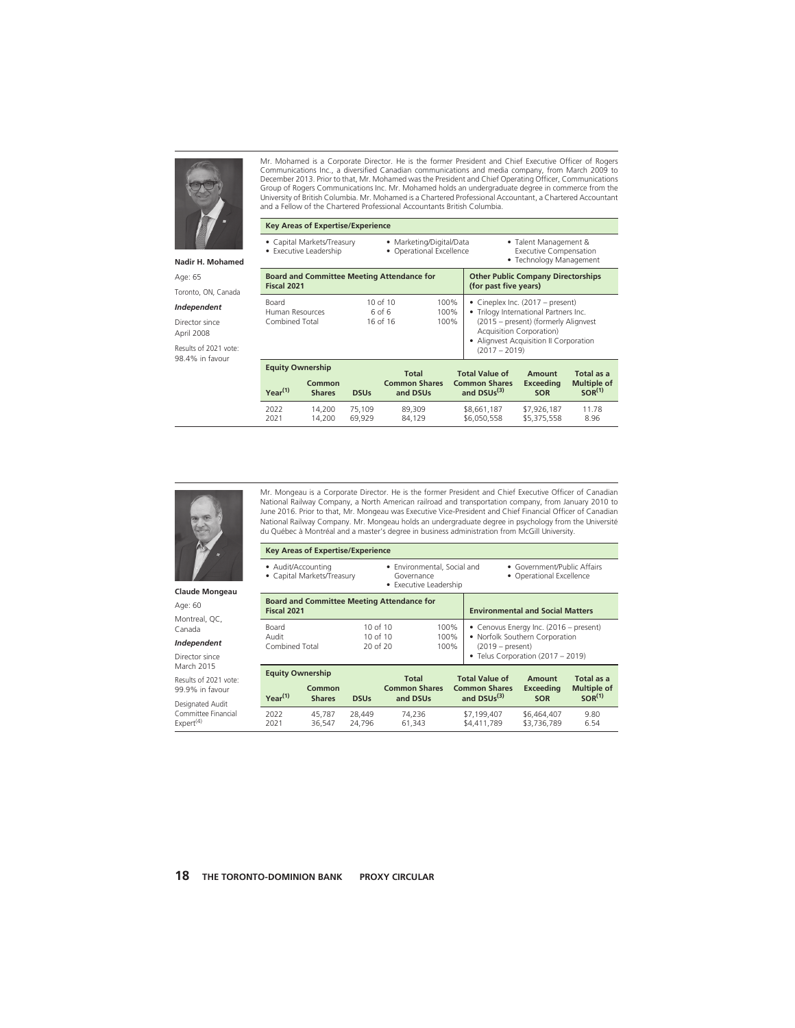**Nadir H. Mohamed**

Age: 65

Toronto, ON, Canada

***Independent***

Director since April 2008

Results of 2021 vote: 98.4% in favour

Mr. Mohamed is a Corporate Director. He is the former President and Chief Executive Officer of Rogers Communications Inc., a diversified Canadian communications and media company, from March 2009 to December 2013. Prior to that, Mr. Mohamed was the President and Chief Operating Officer, Communications Group of Rogers Communications Inc. Mr. Mohamed holds an undergraduate degree in commerce from the University of British Columbia. Mr. Mohamed is a Chartered Professional Accountant, a Chartered Accountant and a Fellow of the Chartered Professional Accountants British Columbia.

**Key Areas of Expertise/Experience**

- Capital Markets/Treasury
- Executive Leadership
- Marketing/Digital/Data
- Operational Excellence
- Talent Management & Executive Compensation
- Technology Management

| Board and Committee Meeting Attendance for Fiscal 2021 | | |
|---|---|---|
| Board | 10 of 10 | 100% |
| Human Resources | 6 of 6 | 100% |
| Combined Total | 16 of 16 | 100% |

**Other Public Company Directorships (for past five years)**

- Cineplex Inc. (2017 – present)
- Trilogy International Partners Inc. (2015 – present) (formerly Alignvest Acquisition Corporation)
- Alignvest Acquisition II Corporation (2017 – 2019)

**Equity Ownership**

| Year(1) | Common Shares | DSUs | Total Common Shares and DSUs | Total Value of Common Shares and DSUs(3) | Amount Exceeding SOR | Total as a Multiple of SOR(1) |
|---|---|---|---|---|---|---|
| 2022 | 14,200 | 75,109 | 89,309 | $8,661,187 | $7,926,187 | 11.78 |
| 2021 | 14,200 | 69,929 | 84,129 | $6,050,558 | $5,375,558 | 8.96 |

---

**Claude Mongeau**

Age: 60

Montreal, QC, Canada

***Independent***

Director since March 2015

Results of 2021 vote: 99.9% in favour

Designated Audit Committee Financial Expert(4)

Mr. Mongeau is a Corporate Director. He is the former President and Chief Executive Officer of Canadian National Railway Company, a North American railroad and transportation company, from January 2010 to June 2016. Prior to that, Mr. Mongeau was Executive Vice-President and Chief Financial Officer of Canadian National Railway Company. Mr. Mongeau holds an undergraduate degree in psychology from the Université du Québec à Montréal and a master's degree in business administration from McGill University.

**Key Areas of Expertise/Experience**

- Audit/Accounting
- Capital Markets/Treasury
- Environmental, Social and Governance
- Executive Leadership
- Government/Public Affairs
- Operational Excellence

| Board and Committee Meeting Attendance for Fiscal 2021 | | |
|---|---|---|
| Board | 10 of 10 | 100% |
| Audit | 10 of 10 | 100% |
| Combined Total | 20 of 20 | 100% |

**Environmental and Social Matters**

- Cenovus Energy Inc. (2016 – present)
- Norfolk Southern Corporation (2019 – present)
- Telus Corporation (2017 – 2019)

**Equity Ownership**

| Year(1) | Common Shares | DSUs | Total Common Shares and DSUs | Total Value of Common Shares and DSUs(3) | Amount Exceeding SOR | Total as a Multiple of SOR(1) |
|---|---|---|---|---|---|---|
| 2022 | 45,787 | 28,449 | 74,236 | $7,199,407 | $6,464,407 | 9.80 |
| 2021 | 36,547 | 24,796 | 61,343 | $4,411,789 | $3,736,789 | 6.54 |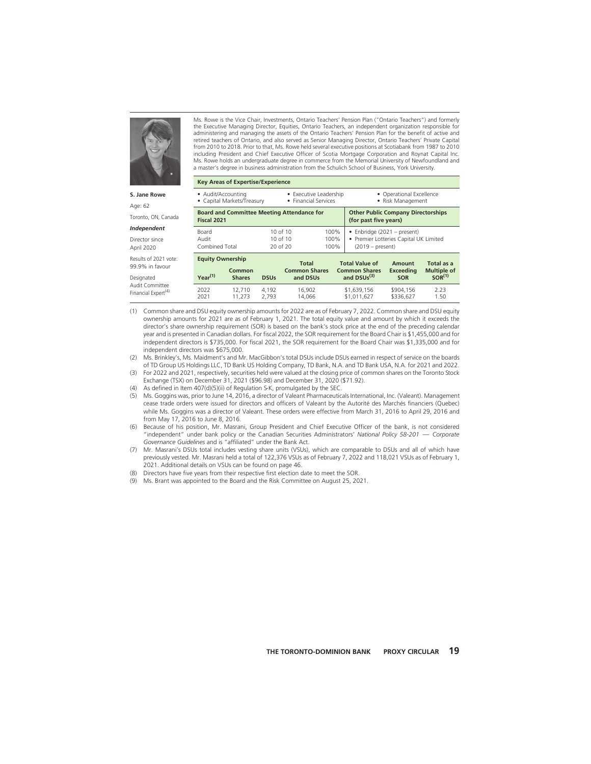**S. Jane Rowe**

Age: 62

Toronto, ON, Canada

***Independent***

Director since April 2020

Results of 2021 vote: 99.9% in favour

Designated Audit Committee Financial Expert[4]

Ms. Rowe is the Vice Chair, Investments, Ontario Teachers' Pension Plan ("Ontario Teachers") and formerly the Executive Managing Director, Equities, Ontario Teachers, an independent organization responsible for administering and managing the assets of the Ontario Teachers' Pension Plan for the benefit of active and retired teachers of Ontario, and also served as Senior Managing Director, Ontario Teachers' Private Capital from 2010 to 2018. Prior to that, Ms. Rowe held several executive positions at Scotiabank from 1987 to 2010 including President and Chief Executive Officer of Scotia Mortgage Corporation and Roynat Capital Inc. Ms. Rowe holds an undergraduate degree in commerce from the Memorial University of Newfoundland and a master's degree in business administration from the Schulich School of Business, York University.

**Key Areas of Expertise/Experience**

- Audit/Accounting
- Capital Markets/Treasury
- Executive Leadership
- Financial Services
- Operational Excellence
- Risk Management

| Board and Committee Meeting Attendance for Fiscal 2021 | | |
|---|---|---|
| Board | 10 of 10 | 100% |
| Audit | 10 of 10 | 100% |
| Combined Total | 20 of 20 | 100% |

**Other Public Company Directorships (for past five years)**

- Enbridge (2021 – present)
- Premier Lotteries Capital UK Limited (2019 – present)

| Equity Ownership | | | | | | |
|---|---|---|---|---|---|---|
| Year[1] | Common Shares | DSUs | Total Common Shares and DSUs | Total Value of Common Shares and DSUs[3] | Amount Exceeding SOR | Total as a Multiple of SOR[1] |
| 2022 | 12,710 | 4,192 | 16,902 | $1,639,156 | $904,156 | 2.23 |
| 2021 | 11,273 | 2,793 | 14,066 | $1,011,627 | $336,627 | 1.50 |

(1) Common share and DSU equity ownership amounts for 2022 are as of February 7, 2022. Common share and DSU equity ownership amounts for 2021 are as of February 1, 2021. The total equity value and amount by which it exceeds the director's share ownership requirement (SOR) is based on the bank's stock price at the end of the preceding calendar year and is presented in Canadian dollars. For fiscal 2022, the SOR requirement for the Board Chair is $1,455,000 and for independent directors is $735,000. For fiscal 2021, the SOR requirement for the Board Chair was $1,335,000 and for independent directors was $675,000.

(2) Ms. Brinkley's, Ms. Maidment's and Mr. MacGibbon's total DSUs include DSUs earned in respect of service on the boards of TD Group US Holdings LLC, TD Bank US Holding Company, TD Bank, N.A. and TD Bank USA, N.A. for 2021 and 2022.

(3) For 2022 and 2021, respectively, securities held were valued at the closing price of common shares on the Toronto Stock Exchange (TSX) on December 31, 2021 ($96.98) and December 31, 2020 ($71.92).

(4) As defined in Item 407(d)(5)(ii) of Regulation S-K, promulgated by the SEC.

(5) Ms. Goggins was, prior to June 14, 2016, a director of Valeant Pharmaceuticals International, Inc. (Valeant). Management cease trade orders were issued for directors and officers of Valeant by the Autorité des Marchés financiers (Quebec) while Ms. Goggins was a director of Valeant. These orders were effective from March 31, 2016 to April 29, 2016 and from May 17, 2016 to June 8, 2016.

(6) Because of his position, Mr. Masrani, Group President and Chief Executive Officer of the bank, is not considered "independent" under bank policy or the Canadian Securities Administrators' *National Policy 58-201 — Corporate Governance Guidelines* and is "affiliated" under the Bank Act.

(7) Mr. Masrani's DSUs total includes vesting share units (VSUs), which are comparable to DSUs and all of which have previously vested. Mr. Masrani held a total of 122,376 VSUs as of February 7, 2022 and 118,021 VSUs as of February 1, 2021. Additional details on VSUs can be found on page 46.

(8) Directors have five years from their respective first election date to meet the SOR.

(9) Ms. Brant was appointed to the Board and the Risk Committee on August 25, 2021.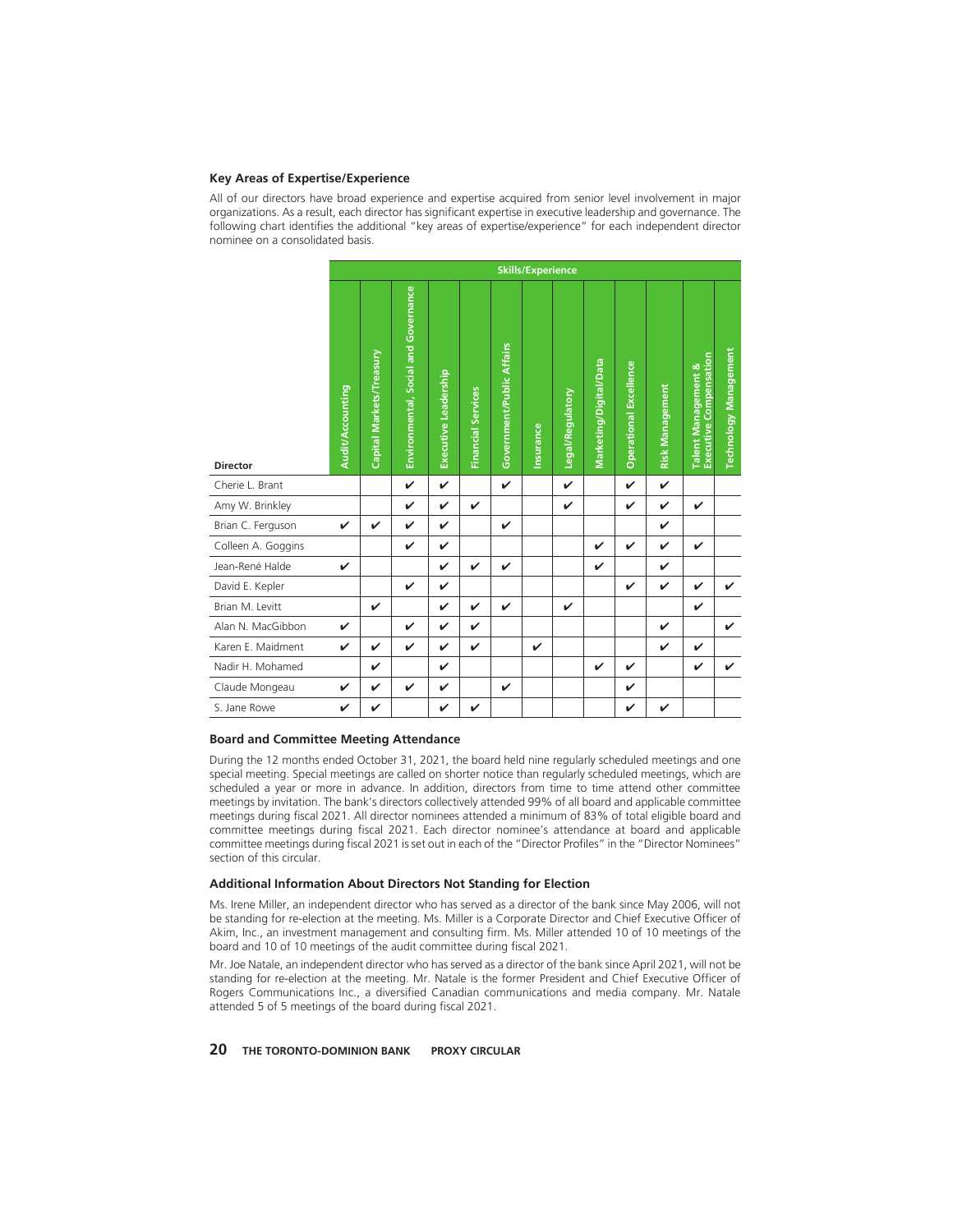### Key Areas of Expertise/Experience

All of our directors have broad experience and expertise acquired from senior level involvement in major organizations. As a result, each director has significant expertise in executive leadership and governance. The following chart identifies the additional "key areas of expertise/experience" for each independent director nominee on a consolidated basis.

| | Skills/Experience | | | | | | | | | | | | |
|---|---|---|---|---|---|---|---|---|---|---|---|---|---|
| **Director** | **Audit/Accounting** | **Capital Markets/Treasury** | **Environmental, Social and Governance** | **Executive Leadership** | **Financial Services** | **Government/Public Affairs** | **Insurance** | **Legal/Regulatory** | **Marketing/Digital/Data** | **Operational Excellence** | **Risk Management** | **Talent Management & Executive Compensation** | **Technology Management** |
| Cherie L. Brant | | | ✔ | ✔ | | ✔ | | ✔ | | ✔ | ✔ | | |
| Amy W. Brinkley | | | ✔ | ✔ | ✔ | | | ✔ | | ✔ | ✔ | ✔ | |
| Brian C. Ferguson | ✔ | ✔ | ✔ | ✔ | | ✔ | | | | | ✔ | | |
| Colleen A. Goggins | | | ✔ | ✔ | | | | | ✔ | ✔ | ✔ | ✔ | |
| Jean-René Halde | ✔ | | | ✔ | ✔ | ✔ | | | ✔ | | ✔ | | |
| David E. Kepler | | | ✔ | ✔ | | | | | | ✔ | ✔ | ✔ | ✔ |
| Brian M. Levitt | | ✔ | | ✔ | ✔ | ✔ | | ✔ | | | | ✔ | |
| Alan N. MacGibbon | ✔ | | ✔ | ✔ | ✔ | | | | | | ✔ | | ✔ |
| Karen E. Maidment | ✔ | ✔ | ✔ | ✔ | ✔ | | ✔ | | | | ✔ | ✔ | |
| Nadir H. Mohamed | | ✔ | | ✔ | | | | | ✔ | ✔ | | ✔ | ✔ |
| Claude Mongeau | ✔ | ✔ | ✔ | ✔ | | ✔ | | | | ✔ | | | |
| S. Jane Rowe | ✔ | ✔ | | ✔ | ✔ | | | | | ✔ | ✔ | | |

### Board and Committee Meeting Attendance

During the 12 months ended October 31, 2021, the board held nine regularly scheduled meetings and one special meeting. Special meetings are called on shorter notice than regularly scheduled meetings, which are scheduled a year or more in advance. In addition, directors from time to time attend other committee meetings by invitation. The bank's directors collectively attended 99% of all board and applicable committee meetings during fiscal 2021. All director nominees attended a minimum of 83% of total eligible board and committee meetings during fiscal 2021. Each director nominee's attendance at board and applicable committee meetings during fiscal 2021 is set out in each of the "Director Profiles" in the "Director Nominees" section of this circular.

### Additional Information About Directors Not Standing for Election

Ms. Irene Miller, an independent director who has served as a director of the bank since May 2006, will not be standing for re-election at the meeting. Ms. Miller is a Corporate Director and Chief Executive Officer of Akim, Inc., an investment management and consulting firm. Ms. Miller attended 10 of 10 meetings of the board and 10 of 10 meetings of the audit committee during fiscal 2021.

Mr. Joe Natale, an independent director who has served as a director of the bank since April 2021, will not be standing for re-election at the meeting. Mr. Natale is the former President and Chief Executive Officer of Rogers Communications Inc., a diversified Canadian communications and media company. Mr. Natale attended 5 of 5 meetings of the board during fiscal 2021.